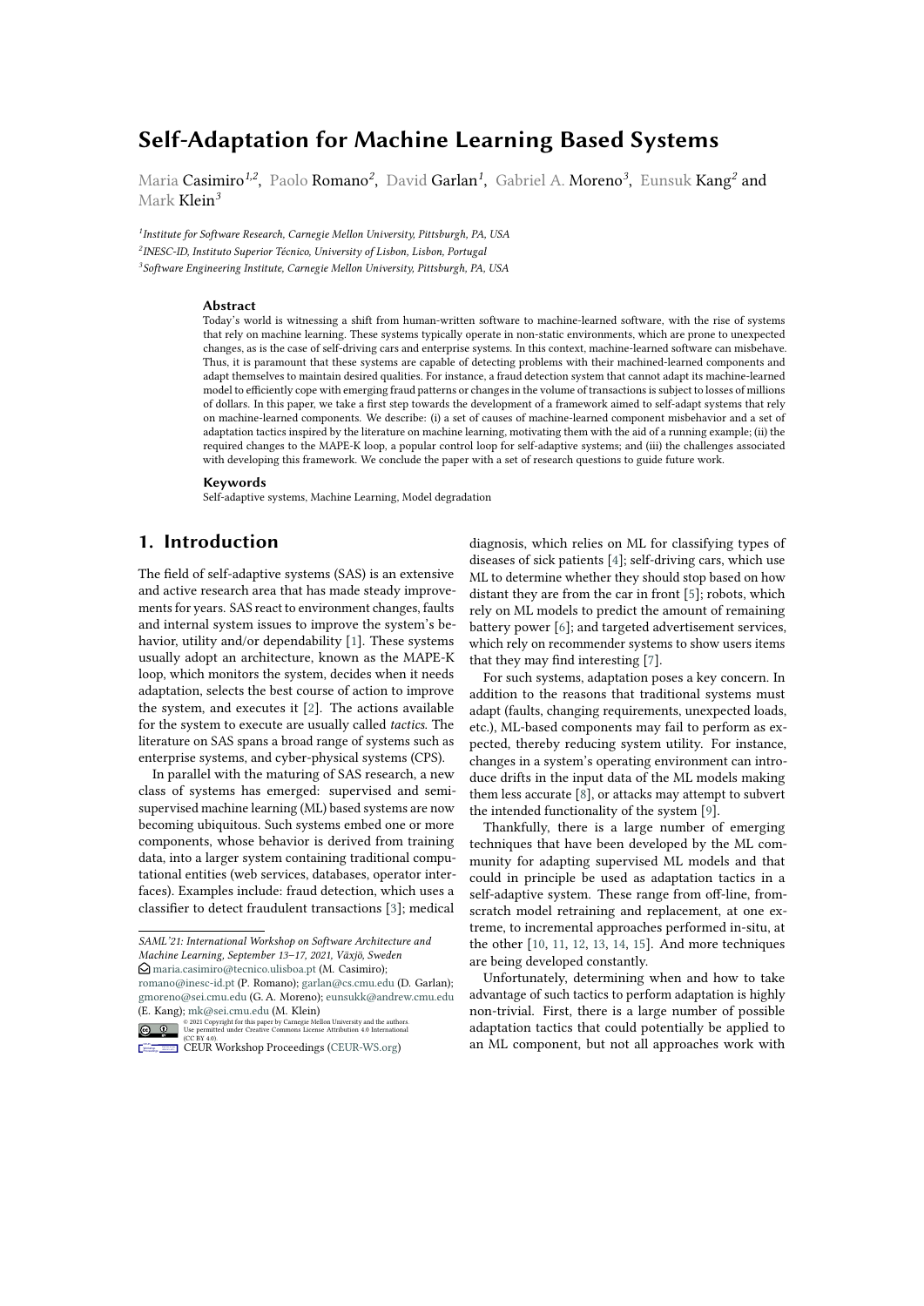# Self-Adaptation for Machine Learning Based Systems

Maria Casimiro[1,2], Paolo Romano[2], David Garlan[1], Gabriel A. Moreno[3], Eunsuk Kang[2] and Mark Klein[3]

[1]Institute for Software Research, Carnegie Mellon University, Pittsburgh, PA, USA
[2]INESC-ID, Instituto Superior Técnico, University of Lisbon, Lisbon, Portugal
[3]Software Engineering Institute, Carnegie Mellon University, Pittsburgh, PA, USA

### Abstract

Today's world is witnessing a shift from human-written software to machine-learned software, with the rise of systems that rely on machine learning. These systems typically operate in non-static environments, which are prone to unexpected changes, as is the case of self-driving cars and enterprise systems. In this context, machine-learned software can misbehave. Thus, it is paramount that these systems are capable of detecting problems with their machined-learned components and adapt themselves to maintain desired qualities. For instance, a fraud detection system that cannot adapt its machine-learned model to efficiently cope with emerging fraud patterns or changes in the volume of transactions is subject to losses of millions of dollars. In this paper, we take a first step towards the development of a framework aimed to self-adapt systems that rely on machine-learned components. We describe: (i) a set of causes of machine-learned component misbehavior and a set of adaptation tactics inspired by the literature on machine learning, motivating them with the aid of a running example; (ii) the required changes to the MAPE-K loop, a popular control loop for self-adaptive systems; and (iii) the challenges associated with developing this framework. We conclude the paper with a set of research questions to guide future work.

### Keywords

Self-adaptive systems, Machine Learning, Model degradation

## 1. Introduction

The field of self-adaptive systems (SAS) is an extensive and active research area that has made steady improvements for years. SAS react to environment changes, faults and internal system issues to improve the system's behavior, utility and/or dependability [1]. These systems usually adopt an architecture, known as the MAPE-K loop, which monitors the system, decides when it needs adaptation, selects the best course of action to improve the system, and executes it [2]. The actions available for the system to execute are usually called *tactics*. The literature on SAS spans a broad range of systems such as enterprise systems, and cyber-physical systems (CPS).

In parallel with the maturing of SAS research, a new class of systems has emerged: supervised and semi-supervised machine learning (ML) based systems are now becoming ubiquitous. Such systems embed one or more components, whose behavior is derived from training data, into a larger system containing traditional computational entities (web services, databases, operator interfaces). Examples include: fraud detection, which uses a classifier to detect fraudulent transactions [3]; medical diagnosis, which relies on ML for classifying types of diseases of sick patients [4]; self-driving cars, which use ML to determine whether they should stop based on how distant they are from the car in front [5]; robots, which rely on ML models to predict the amount of remaining battery power [6]; and targeted advertisement services, which rely on recommender systems to show users items that they may find interesting [7].

For such systems, adaptation poses a key concern. In addition to the reasons that traditional systems must adapt (faults, changing requirements, unexpected loads, etc.), ML-based components may fail to perform as expected, thereby reducing system utility. For instance, changes in a system's operating environment can introduce drifts in the input data of the ML models making them less accurate [8], or attacks may attempt to subvert the intended functionality of the system [9].

Thankfully, there is a large number of emerging techniques that have been developed by the ML community for adapting supervised ML models and that could in principle be used as adaptation tactics in a self-adaptive system. These range from off-line, from-scratch model retraining and replacement, at one extreme, to incremental approaches performed in-situ, at the other [10, 11, 12, 13, 14, 15]. And more techniques are being developed constantly.

Unfortunately, determining when and how to take advantage of such tactics to perform adaptation is highly non-trivial. First, there is a large number of possible adaptation tactics that could potentially be applied to an ML component, but not all approaches work with

---

SAML'21: International Workshop on Software Architecture and Machine Learning, September 13–17, 2021, Växjö, Sweden
maria.casimiro@tecnico.ulisboa.pt (M. Casimiro); romano@inesc-id.pt (P. Romano); garlan@cs.cmu.edu (D. Garlan); gmoreno@sei.cmu.edu (G. A. Moreno); eunsukk@andrew.cmu.edu (E. Kang); mk@sei.cmu.edu (M. Klein)

© 2021 Copyright for this paper by Carnegie Mellon University and the authors. Use permitted under Creative Commons License Attribution 4.0 International (CC BY 4.0).

CEUR Workshop Proceedings (CEUR-WS.org)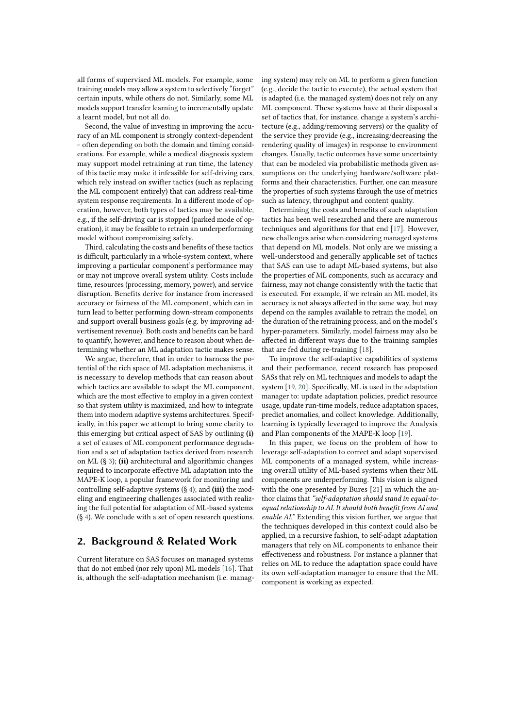all forms of supervised ML models. For example, some training models may allow a system to selectively "forget" certain inputs, while others do not. Similarly, some ML models support transfer learning to incrementally update a learnt model, but not all do.

Second, the value of investing in improving the accuracy of an ML component is strongly context-dependent – often depending on both the domain and timing considerations. For example, while a medical diagnosis system may support model retraining at run time, the latency of this tactic may make it infeasible for self-driving cars, which rely instead on swifter tactics (such as replacing the ML component entirely) that can address real-time system response requirements. In a different mode of operation, however, both types of tactics may be available, e.g., if the self-driving car is stopped (parked mode of operation), it may be feasible to retrain an underperforming model without compromising safety.

Third, calculating the costs and benefits of these tactics is difficult, particularly in a whole-system context, where improving a particular component's performance may or may not improve overall system utility. Costs include time, resources (processing, memory, power), and service disruption. Benefits derive for instance from increased accuracy or fairness of the ML component, which can in turn lead to better performing down-stream components and support overall business goals (e.g. by improving advertisement revenue). Both costs and benefits can be hard to quantify, however, and hence to reason about when determining whether an ML adaptation tactic makes sense.

We argue, therefore, that in order to harness the potential of the rich space of ML adaptation mechanisms, it is necessary to develop methods that can reason about which tactics are available to adapt the ML component, which are the most effective to employ in a given context so that system utility is maximized, and how to integrate them into modern adaptive systems architectures. Specifically, in this paper we attempt to bring some clarity to this emerging but critical aspect of SAS by outlining **(i)** a set of causes of ML component performance degradation and a set of adaptation tactics derived from research on ML (§ 3); **(ii)** architectural and algorithmic changes required to incorporate effective ML adaptation into the MAPE-K loop, a popular framework for monitoring and controlling self-adaptive systems (§ 4); and **(iii)** the modeling and engineering challenges associated with realizing the full potential for adaptation of ML-based systems (§ 4). We conclude with a set of open research questions.

## 2. Background & Related Work

Current literature on SAS focuses on managed systems that do not embed (nor rely upon) ML models [16]. That is, although the self-adaptation mechanism (i.e. managing system) may rely on ML to perform a given function (e.g., decide the tactic to execute), the actual system that is adapted (i.e. the managed system) does not rely on any ML component. These systems have at their disposal a set of tactics that, for instance, change a system's architecture (e.g., adding/removing servers) or the quality of the service they provide (e.g., increasing/decreasing the rendering quality of images) in response to environment changes. Usually, tactic outcomes have some uncertainty that can be modeled via probabilistic methods given assumptions on the underlying hardware/software platforms and their characteristics. Further, one can measure the properties of such systems through the use of metrics such as latency, throughput and content quality.

Determining the costs and benefits of such adaptation tactics has been well researched and there are numerous techniques and algorithms for that end [17]. However, new challenges arise when considering managed systems that depend on ML models. Not only are we missing a well-understood and generally applicable set of tactics that SAS can use to adapt ML-based systems, but also the properties of ML components, such as accuracy and fairness, may not change consistently with the tactic that is executed. For example, if we retrain an ML model, its accuracy is not always affected in the same way, but may depend on the samples available to retrain the model, on the duration of the retraining process, and on the model's hyper-parameters. Similarly, model fairness may also be affected in different ways due to the training samples that are fed during re-training [18].

To improve the self-adaptive capabilities of systems and their performance, recent research has proposed SASs that rely on ML techniques and models to adapt the system [19, 20]. Specifically, ML is used in the adaptation manager to: update adaptation policies, predict resource usage, update run-time models, reduce adaptation spaces, predict anomalies, and collect knowledge. Additionally, learning is typically leveraged to improve the Analysis and Plan components of the MAPE-K loop [19].

In this paper, we focus on the problem of how to leverage self-adaptation to correct and adapt supervised ML components of a managed system, while increasing overall utility of ML-based systems when their ML components are underperforming. This vision is aligned with the one presented by Bures [21] in which the author claims that *"self-adaptation should stand in equal-to-equal relationship to AI. It should both benefit from AI and enable AI."* Extending this vision further, we argue that the techniques developed in this context could also be applied, in a recursive fashion, to self-adapt adaptation managers that rely on ML components to enhance their effectiveness and robustness. For instance a planner that relies on ML to reduce the adaptation space could have its own self-adaptation manager to ensure that the ML component is working as expected.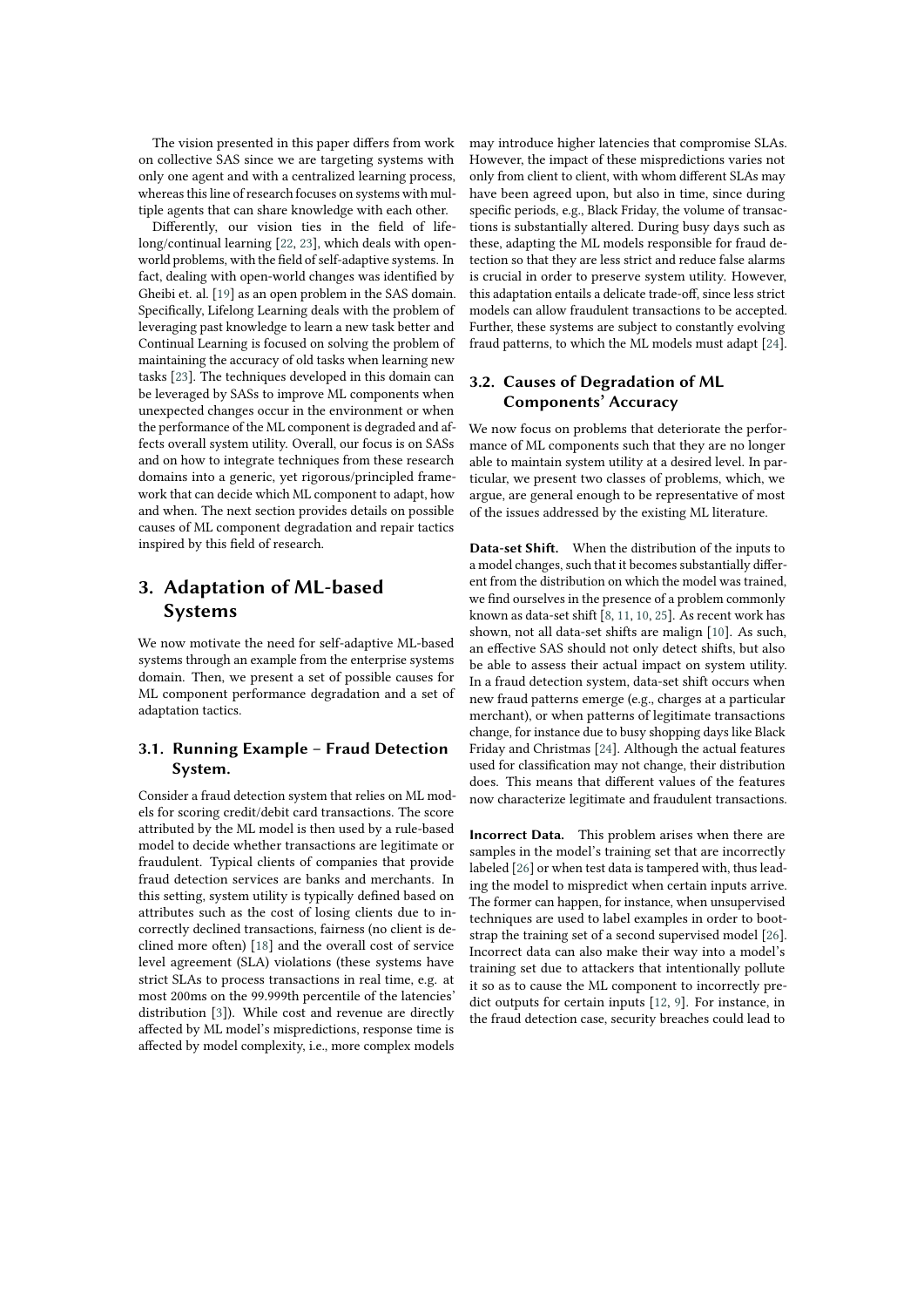The vision presented in this paper differs from work on collective SAS since we are targeting systems with only one agent and with a centralized learning process, whereas this line of research focuses on systems with multiple agents that can share knowledge with each other.

Differently, our vision ties in the field of lifelong/continual learning [22, 23], which deals with open-world problems, with the field of self-adaptive systems. In fact, dealing with open-world changes was identified by Gheibi et. al. [19] as an open problem in the SAS domain. Specifically, Lifelong Learning deals with the problem of leveraging past knowledge to learn a new task better and Continual Learning is focused on solving the problem of maintaining the accuracy of old tasks when learning new tasks [23]. The techniques developed in this domain can be leveraged by SASs to improve ML components when unexpected changes occur in the environment or when the performance of the ML component is degraded and affects overall system utility. Overall, our focus is on SASs and on how to integrate techniques from these research domains into a generic, yet rigorous/principled framework that can decide which ML component to adapt, how and when. The next section provides details on possible causes of ML component degradation and repair tactics inspired by this field of research.

# 3. Adaptation of ML-based Systems

We now motivate the need for self-adaptive ML-based systems through an example from the enterprise systems domain. Then, we present a set of possible causes for ML component performance degradation and a set of adaptation tactics.

## 3.1. Running Example – Fraud Detection System.

Consider a fraud detection system that relies on ML models for scoring credit/debit card transactions. The score attributed by the ML model is then used by a rule-based model to decide whether transactions are legitimate or fraudulent. Typical clients of companies that provide fraud detection services are banks and merchants. In this setting, system utility is typically defined based on attributes such as the cost of losing clients due to incorrectly declined transactions, fairness (no client is declined more often) [18] and the overall cost of service level agreement (SLA) violations (these systems have strict SLAs to process transactions in real time, e.g. at most 200ms on the 99.999th percentile of the latencies' distribution [3]). While cost and revenue are directly affected by ML model's mispredictions, response time is affected by model complexity, i.e., more complex models may introduce higher latencies that compromise SLAs. However, the impact of these mispredictions varies not only from client to client, with whom different SLAs may have been agreed upon, but also in time, since during specific periods, e.g., Black Friday, the volume of transactions is substantially altered. During busy days such as these, adapting the ML models responsible for fraud detection so that they are less strict and reduce false alarms is crucial in order to preserve system utility. However, this adaptation entails a delicate trade-off, since less strict models can allow fraudulent transactions to be accepted. Further, these systems are subject to constantly evolving fraud patterns, to which the ML models must adapt [24].

## 3.2. Causes of Degradation of ML Components' Accuracy

We now focus on problems that deteriorate the performance of ML components such that they are no longer able to maintain system utility at a desired level. In particular, we present two classes of problems, which, we argue, are general enough to be representative of most of the issues addressed by the existing ML literature.

**Data-set Shift.** When the distribution of the inputs to a model changes, such that it becomes substantially different from the distribution on which the model was trained, we find ourselves in the presence of a problem commonly known as data-set shift [8, 11, 10, 25]. As recent work has shown, not all data-set shifts are malign [10]. As such, an effective SAS should not only detect shifts, but also be able to assess their actual impact on system utility. In a fraud detection system, data-set shift occurs when new fraud patterns emerge (e.g., charges at a particular merchant), or when patterns of legitimate transactions change, for instance due to busy shopping days like Black Friday and Christmas [24]. Although the actual features used for classification may not change, their distribution does. This means that different values of the features now characterize legitimate and fraudulent transactions.

**Incorrect Data.** This problem arises when there are samples in the model's training set that are incorrectly labeled [26] or when test data is tampered with, thus leading the model to mispredict when certain inputs arrive. The former can happen, for instance, when unsupervised techniques are used to label examples in order to bootstrap the training set of a second supervised model [26]. Incorrect data can also make their way into a model's training set due to attackers that intentionally pollute it so as to cause the ML component to incorrectly predict outputs for certain inputs [12, 9]. For instance, in the fraud detection case, security breaches could lead to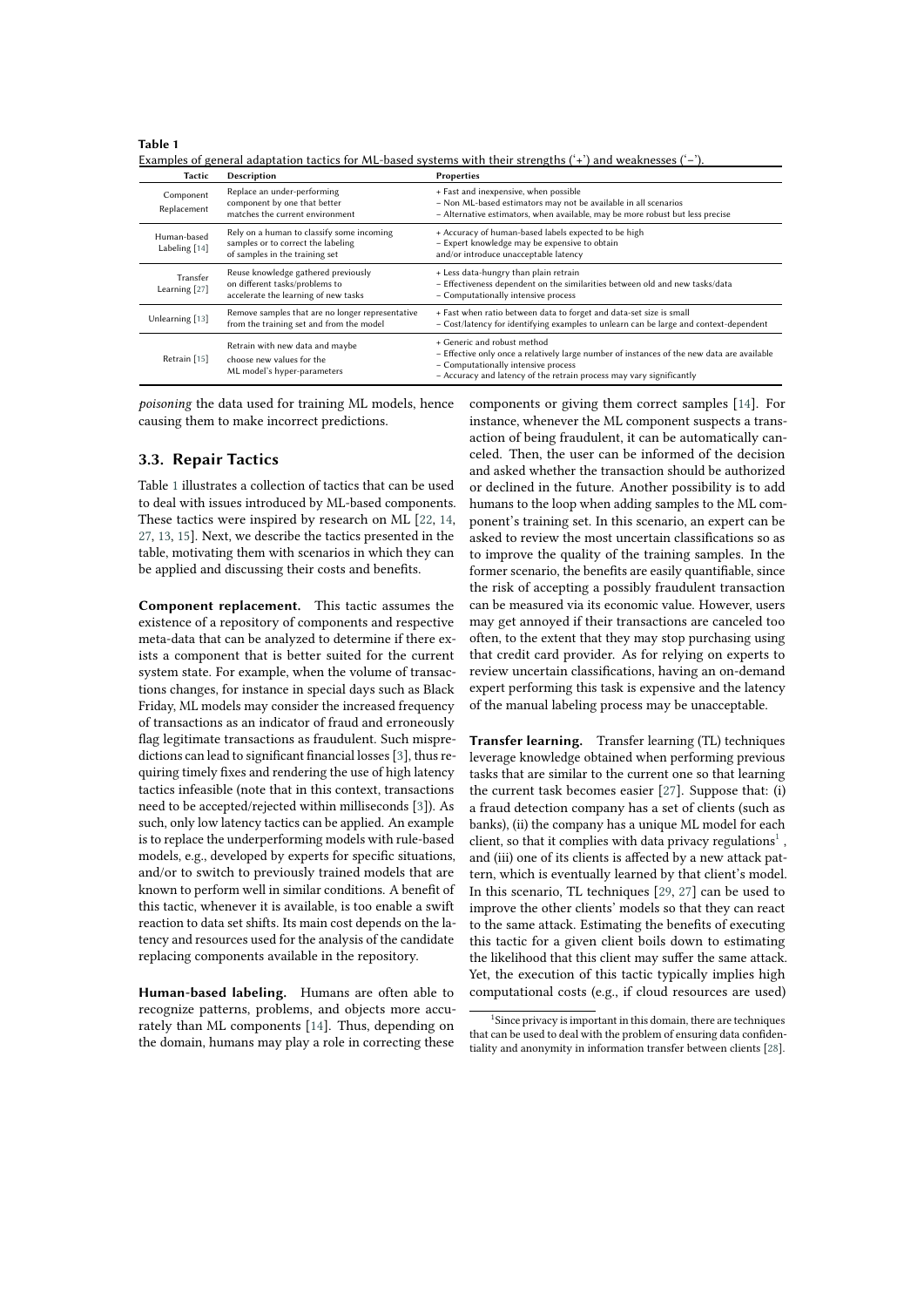**Table 1**
Examples of general adaptation tactics for ML-based systems with their strengths ('+') and weaknesses ('−').

| Tactic | Description | Properties |
|---|---|---|
| Component Replacement | Replace an under-performing component by one that better matches the current environment | + Fast and inexpensive, when possible<br>− Non ML-based estimators may not be available in all scenarios<br>− Alternative estimators, when available, may be more robust but less precise |
| Human-based Labeling [14] | Rely on a human to classify some incoming samples or to correct the labeling of samples in the training set | + Accuracy of human-based labels expected to be high<br>− Expert knowledge may be expensive to obtain and/or introduce unacceptable latency |
| Transfer Learning [27] | Reuse knowledge gathered previously on different tasks/problems to accelerate the learning of new tasks | + Less data-hungry than plain retrain<br>− Effectiveness dependent on the similarities between old and new tasks/data<br>− Computationally intensive process |
| Unlearning [13] | Remove samples that are no longer representative from the training set and from the model | + Fast when ratio between data to forget and data-set size is small<br>− Cost/latency for identifying examples to unlearn can be large and context-dependent |
| Retrain [15] | Retrain with new data and maybe choose new values for the ML model's hyper-parameters | + Generic and robust method<br>− Effective only once a relatively large number of instances of the new data are available<br>− Computationally intensive process<br>− Accuracy and latency of the retrain process may vary significantly |

*poisoning* the data used for training ML models, hence causing them to make incorrect predictions.

### 3.3. Repair Tactics

Table 1 illustrates a collection of tactics that can be used to deal with issues introduced by ML-based components. These tactics were inspired by research on ML [22, 14, 27, 13, 15]. Next, we describe the tactics presented in the table, motivating them with scenarios in which they can be applied and discussing their costs and benefits.

**Component replacement.** This tactic assumes the existence of a repository of components and respective meta-data that can be analyzed to determine if there exists a component that is better suited for the current system state. For example, when the volume of transactions changes, for instance in special days such as Black Friday, ML models may consider the increased frequency of transactions as an indicator of fraud and erroneously flag legitimate transactions as fraudulent. Such mispredictions can lead to significant financial losses [3], thus requiring timely fixes and rendering the use of high latency tactics infeasible (note that in this context, transactions need to be accepted/rejected within milliseconds [3]). As such, only low latency tactics can be applied. An example is to replace the underperforming models with rule-based models, e.g., developed by experts for specific situations, and/or to switch to previously trained models that are known to perform well in similar conditions. A benefit of this tactic, whenever it is available, is too enable a swift reaction to data set shifts. Its main cost depends on the latency and resources used for the analysis of the candidate replacing components available in the repository.

**Human-based labeling.** Humans are often able to recognize patterns, problems, and objects more accurately than ML components [14]. Thus, depending on the domain, humans may play a role in correcting these components or giving them correct samples [14]. For instance, whenever the ML component suspects a transaction of being fraudulent, it can be automatically canceled. Then, the user can be informed of the decision and asked whether the transaction should be authorized or declined in the future. Another possibility is to add humans to the loop when adding samples to the ML component's training set. In this scenario, an expert can be asked to review the most uncertain classifications so as to improve the quality of the training samples. In the former scenario, the benefits are easily quantifiable, since the risk of accepting a possibly fraudulent transaction can be measured via its economic value. However, users may get annoyed if their transactions are canceled too often, to the extent that they may stop purchasing using that credit card provider. As for relying on experts to review uncertain classifications, having an on-demand expert performing this task is expensive and the latency of the manual labeling process may be unacceptable.

**Transfer learning.** Transfer learning (TL) techniques leverage knowledge obtained when performing previous tasks that are similar to the current one so that learning the current task becomes easier [27]. Suppose that: (i) a fraud detection company has a set of clients (such as banks), (ii) the company has a unique ML model for each client, so that it complies with data privacy regulations[1], and (iii) one of its clients is affected by a new attack pattern, which is eventually learned by that client's model. In this scenario, TL techniques [29, 27] can be used to improve the other clients' models so that they can react to the same attack. Estimating the benefits of executing this tactic for a given client boils down to estimating the likelihood that this client may suffer the same attack. Yet, the execution of this tactic typically implies high computational costs (e.g., if cloud resources are used)

[1] Since privacy is important in this domain, there are techniques that can be used to deal with the problem of ensuring data confidentiality and anonymity in information transfer between clients [28].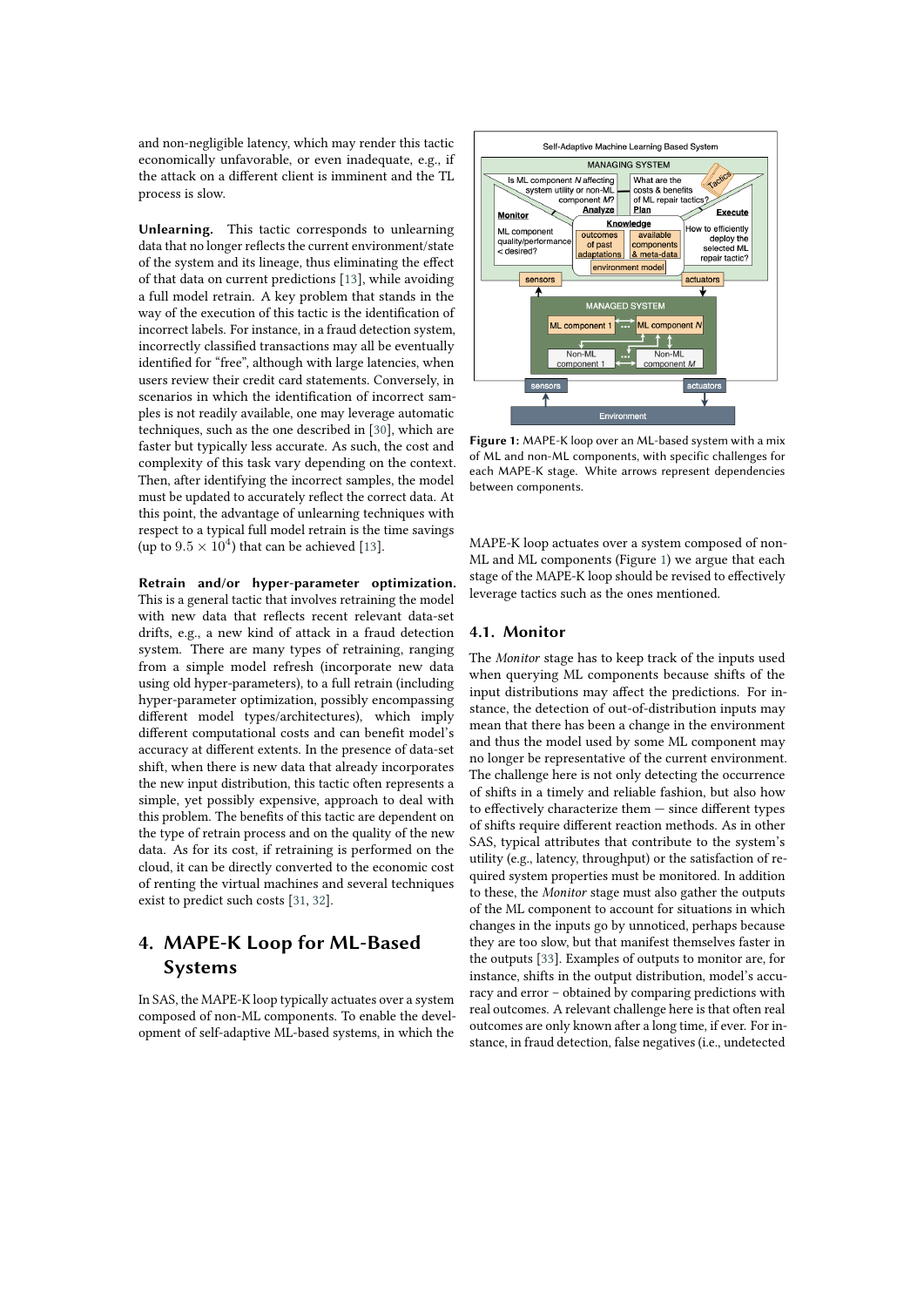and non-negligible latency, which may render this tactic economically unfavorable, or even inadequate, e.g., if the attack on a different client is imminent and the TL process is slow.

**Unlearning.** This tactic corresponds to unlearning data that no longer reflects the current environment/state of the system and its lineage, thus eliminating the effect of that data on current predictions [13], while avoiding a full model retrain. A key problem that stands in the way of the execution of this tactic is the identification of incorrect labels. For instance, in a fraud detection system, incorrectly classified transactions may all be eventually identified for "free", although with large latencies, when users review their credit card statements. Conversely, in scenarios in which the identification of incorrect samples is not readily available, one may leverage automatic techniques, such as the one described in [30], which are faster but typically less accurate. As such, the cost and complexity of this task vary depending on the context. Then, after identifying the incorrect samples, the model must be updated to accurately reflect the correct data. At this point, the advantage of unlearning techniques with respect to a typical full model retrain is the time savings (up to $9.5 \times 10^4$) that can be achieved [13].

**Retrain and/or hyper-parameter optimization.** This is a general tactic that involves retraining the model with new data that reflects recent relevant data-set drifts, e.g., a new kind of attack in a fraud detection system. There are many types of retraining, ranging from a simple model refresh (incorporate new data using old hyper-parameters), to a full retrain (including hyper-parameter optimization, possibly encompassing different model types/architectures), which imply different computational costs and can benefit model's accuracy at different extents. In the presence of data-set shift, when there is new data that already incorporates the new input distribution, this tactic often represents a simple, yet possibly expensive, approach to deal with this problem. The benefits of this tactic are dependent on the type of retrain process and on the quality of the new data. As for its cost, if retraining is performed on the cloud, it can be directly converted to the economic cost of renting the virtual machines and several techniques exist to predict such costs [31, 32].

# 4. MAPE-K Loop for ML-Based Systems

In SAS, the MAPE-K loop typically actuates over a system composed of non-ML components. To enable the development of self-adaptive ML-based systems, in which the MAPE-K loop actuates over a system composed of non-ML and ML components (Figure 1) we argue that each stage of the MAPE-K loop should be revised to effectively leverage tactics such as the ones mentioned.

**Figure 1:** MAPE-K loop over an ML-based system with a mix of ML and non-ML components, with specific challenges for each MAPE-K stage. White arrows represent dependencies between components.

## 4.1. Monitor

The *Monitor* stage has to keep track of the inputs used when querying ML components because shifts of the input distributions may affect the predictions. For instance, the detection of out-of-distribution inputs may mean that there has been a change in the environment and thus the model used by some ML component may no longer be representative of the current environment. The challenge here is not only detecting the occurrence of shifts in a timely and reliable fashion, but also how to effectively characterize them — since different types of shifts require different reaction methods. As in other SAS, typical attributes that contribute to the system's utility (e.g., latency, throughput) or the satisfaction of required system properties must be monitored. In addition to these, the *Monitor* stage must also gather the outputs of the ML component to account for situations in which changes in the inputs go by unnoticed, perhaps because they are too slow, but that manifest themselves faster in the outputs [33]. Examples of outputs to monitor are, for instance, shifts in the output distribution, model's accuracy and error – obtained by comparing predictions with real outcomes. A relevant challenge here is that often real outcomes are only known after a long time, if ever. For instance, in fraud detection, false negatives (i.e., undetected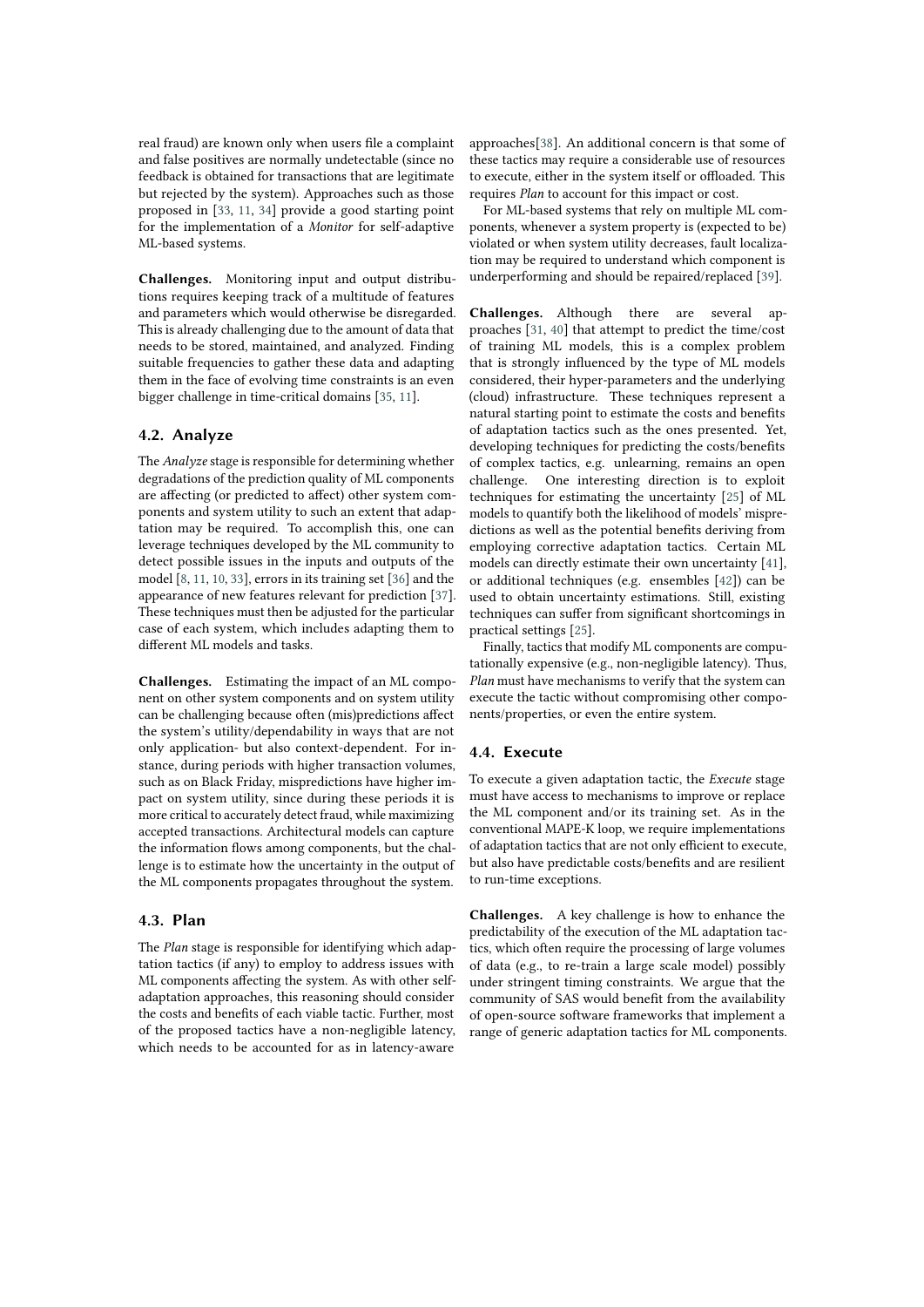real fraud) are known only when users file a complaint and false positives are normally undetectable (since no feedback is obtained for transactions that are legitimate but rejected by the system). Approaches such as those proposed in [33, 11, 34] provide a good starting point for the implementation of a *Monitor* for self-adaptive ML-based systems.

**Challenges.** Monitoring input and output distributions requires keeping track of a multitude of features and parameters which would otherwise be disregarded. This is already challenging due to the amount of data that needs to be stored, maintained, and analyzed. Finding suitable frequencies to gather these data and adapting them in the face of evolving time constraints is an even bigger challenge in time-critical domains [35, 11].

## 4.2. Analyze

The *Analyze* stage is responsible for determining whether degradations of the prediction quality of ML components are affecting (or predicted to affect) other system components and system utility to such an extent that adaptation may be required. To accomplish this, one can leverage techniques developed by the ML community to detect possible issues in the inputs and outputs of the model [8, 11, 10, 33], errors in its training set [36] and the appearance of new features relevant for prediction [37]. These techniques must then be adjusted for the particular case of each system, which includes adapting them to different ML models and tasks.

**Challenges.** Estimating the impact of an ML component on other system components and on system utility can be challenging because often (mis)predictions affect the system's utility/dependability in ways that are not only application- but also context-dependent. For instance, during periods with higher transaction volumes, such as on Black Friday, mispredictions have higher impact on system utility, since during these periods it is more critical to accurately detect fraud, while maximizing accepted transactions. Architectural models can capture the information flows among components, but the challenge is to estimate how the uncertainty in the output of the ML components propagates throughout the system.

## 4.3. Plan

The *Plan* stage is responsible for identifying which adaptation tactics (if any) to employ to address issues with ML components affecting the system. As with other self-adaptation approaches, this reasoning should consider the costs and benefits of each viable tactic. Further, most of the proposed tactics have a non-negligible latency, which needs to be accounted for as in latency-aware approaches[38]. An additional concern is that some of these tactics may require a considerable use of resources to execute, either in the system itself or offloaded. This requires *Plan* to account for this impact or cost.

For ML-based systems that rely on multiple ML components, whenever a system property is (expected to be) violated or when system utility decreases, fault localization may be required to understand which component is underperforming and should be repaired/replaced [39].

**Challenges.** Although there are several approaches [31, 40] that attempt to predict the time/cost of training ML models, this is a complex problem that is strongly influenced by the type of ML models considered, their hyper-parameters and the underlying (cloud) infrastructure. These techniques represent a natural starting point to estimate the costs and benefits of adaptation tactics such as the ones presented. Yet, developing techniques for predicting the costs/benefits of complex tactics, e.g. unlearning, remains an open challenge. One interesting direction is to exploit techniques for estimating the uncertainty [25] of ML models to quantify both the likelihood of models' mispredictions as well as the potential benefits deriving from employing corrective adaptation tactics. Certain ML models can directly estimate their own uncertainty [41], or additional techniques (e.g. ensembles [42]) can be used to obtain uncertainty estimations. Still, existing techniques can suffer from significant shortcomings in practical settings [25].

Finally, tactics that modify ML components are computationally expensive (e.g., non-negligible latency). Thus, *Plan* must have mechanisms to verify that the system can execute the tactic without compromising other components/properties, or even the entire system.

## 4.4. Execute

To execute a given adaptation tactic, the *Execute* stage must have access to mechanisms to improve or replace the ML component and/or its training set. As in the conventional MAPE-K loop, we require implementations of adaptation tactics that are not only efficient to execute, but also have predictable costs/benefits and are resilient to run-time exceptions.

**Challenges.** A key challenge is how to enhance the predictability of the execution of the ML adaptation tactics, which often require the processing of large volumes of data (e.g., to re-train a large scale model) possibly under stringent timing constraints. We argue that the community of SAS would benefit from the availability of open-source software frameworks that implement a range of generic adaptation tactics for ML components.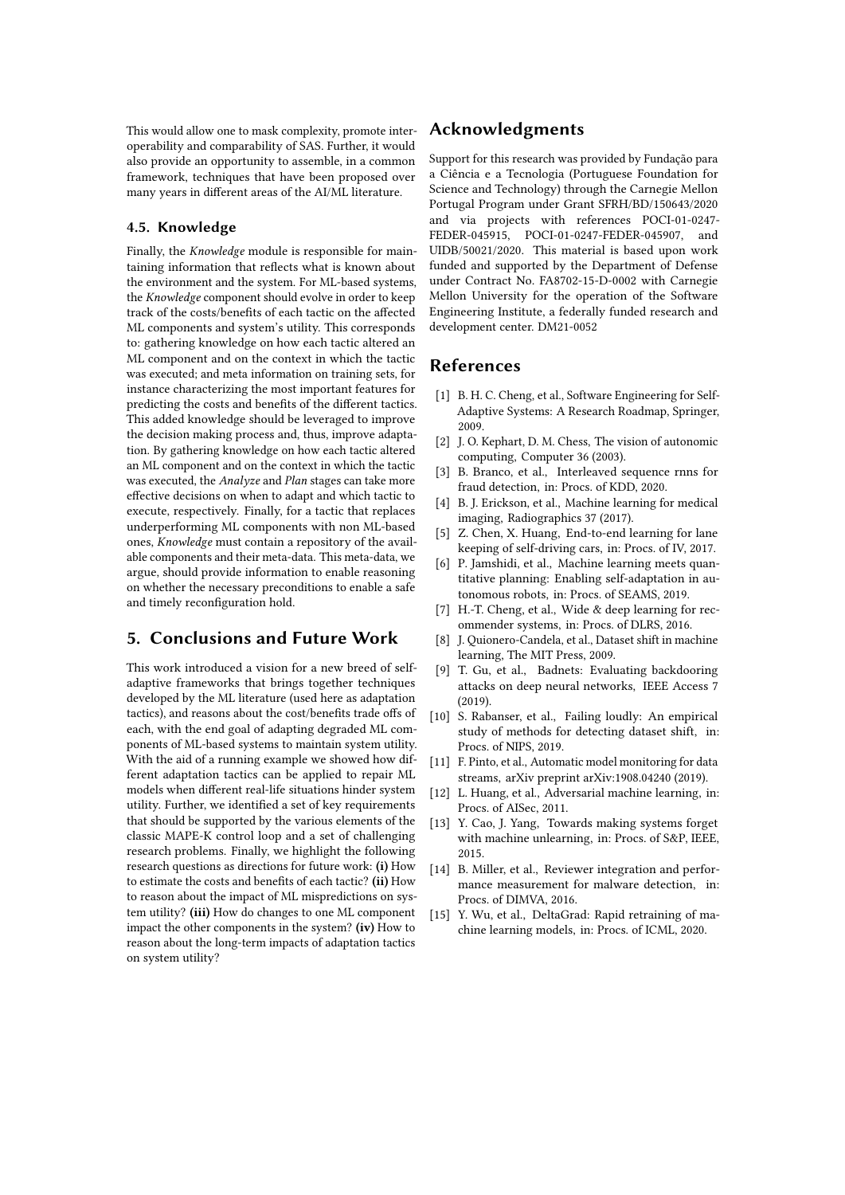This would allow one to mask complexity, promote interoperability and comparability of SAS. Further, it would also provide an opportunity to assemble, in a common framework, techniques that have been proposed over many years in different areas of the AI/ML literature.

### 4.5. Knowledge

Finally, the *Knowledge* module is responsible for maintaining information that reflects what is known about the environment and the system. For ML-based systems, the *Knowledge* component should evolve in order to keep track of the costs/benefits of each tactic on the affected ML components and system's utility. This corresponds to: gathering knowledge on how each tactic altered an ML component and on the context in which the tactic was executed; and meta information on training sets, for instance characterizing the most important features for predicting the costs and benefits of the different tactics. This added knowledge should be leveraged to improve the decision making process and, thus, improve adaptation. By gathering knowledge on how each tactic altered an ML component and on the context in which the tactic was executed, the *Analyze* and *Plan* stages can take more effective decisions on when to adapt and which tactic to execute, respectively. Finally, for a tactic that replaces underperforming ML components with non ML-based ones, *Knowledge* must contain a repository of the available components and their meta-data. This meta-data, we argue, should provide information to enable reasoning on whether the necessary preconditions to enable a safe and timely reconfiguration hold.

## 5. Conclusions and Future Work

This work introduced a vision for a new breed of self-adaptive frameworks that brings together techniques developed by the ML literature (used here as adaptation tactics), and reasons about the cost/benefits trade offs of each, with the end goal of adapting degraded ML components of ML-based systems to maintain system utility. With the aid of a running example we showed how different adaptation tactics can be applied to repair ML models when different real-life situations hinder system utility. Further, we identified a set of key requirements that should be supported by the various elements of the classic MAPE-K control loop and a set of challenging research problems. Finally, we highlight the following research questions as directions for future work: **(i)** How to estimate the costs and benefits of each tactic? **(ii)** How to reason about the impact of ML mispredictions on system utility? **(iii)** How do changes to one ML component impact the other components in the system? **(iv)** How to reason about the long-term impacts of adaptation tactics on system utility?

## Acknowledgments

Support for this research was provided by Fundação para a Ciência e a Tecnologia (Portuguese Foundation for Science and Technology) through the Carnegie Mellon Portugal Program under Grant SFRH/BD/150643/2020 and via projects with references POCI-01-0247-FEDER-045915, POCI-01-0247-FEDER-045907, and UIDB/50021/2020. This material is based upon work funded and supported by the Department of Defense under Contract No. FA8702-15-D-0002 with Carnegie Mellon University for the operation of the Software Engineering Institute, a federally funded research and development center. DM21-0052

## References

[1] B. H. C. Cheng, et al., Software Engineering for Self-Adaptive Systems: A Research Roadmap, Springer, 2009.

[2] J. O. Kephart, D. M. Chess, The vision of autonomic computing, Computer 36 (2003).

[3] B. Branco, et al., Interleaved sequence rnns for fraud detection, in: Procs. of KDD, 2020.

[4] B. J. Erickson, et al., Machine learning for medical imaging, Radiographics 37 (2017).

[5] Z. Chen, X. Huang, End-to-end learning for lane keeping of self-driving cars, in: Procs. of IV, 2017.

[6] P. Jamshidi, et al., Machine learning meets quantitative planning: Enabling self-adaptation in autonomous robots, in: Procs. of SEAMS, 2019.

[7] H.-T. Cheng, et al., Wide & deep learning for recommender systems, in: Procs. of DLRS, 2016.

[8] J. Quionero-Candela, et al., Dataset shift in machine learning, The MIT Press, 2009.

[9] T. Gu, et al., Badnets: Evaluating backdooring attacks on deep neural networks, IEEE Access 7 (2019).

[10] S. Rabanser, et al., Failing loudly: An empirical study of methods for detecting dataset shift, in: Procs. of NIPS, 2019.

[11] F. Pinto, et al., Automatic model monitoring for data streams, arXiv preprint arXiv:1908.04240 (2019).

[12] L. Huang, et al., Adversarial machine learning, in: Procs. of AISec, 2011.

[13] Y. Cao, J. Yang, Towards making systems forget with machine unlearning, in: Procs. of S&P, IEEE, 2015.

[14] B. Miller, et al., Reviewer integration and performance measurement for malware detection, in: Procs. of DIMVA, 2016.

[15] Y. Wu, et al., DeltaGrad: Rapid retraining of machine learning models, in: Procs. of ICML, 2020.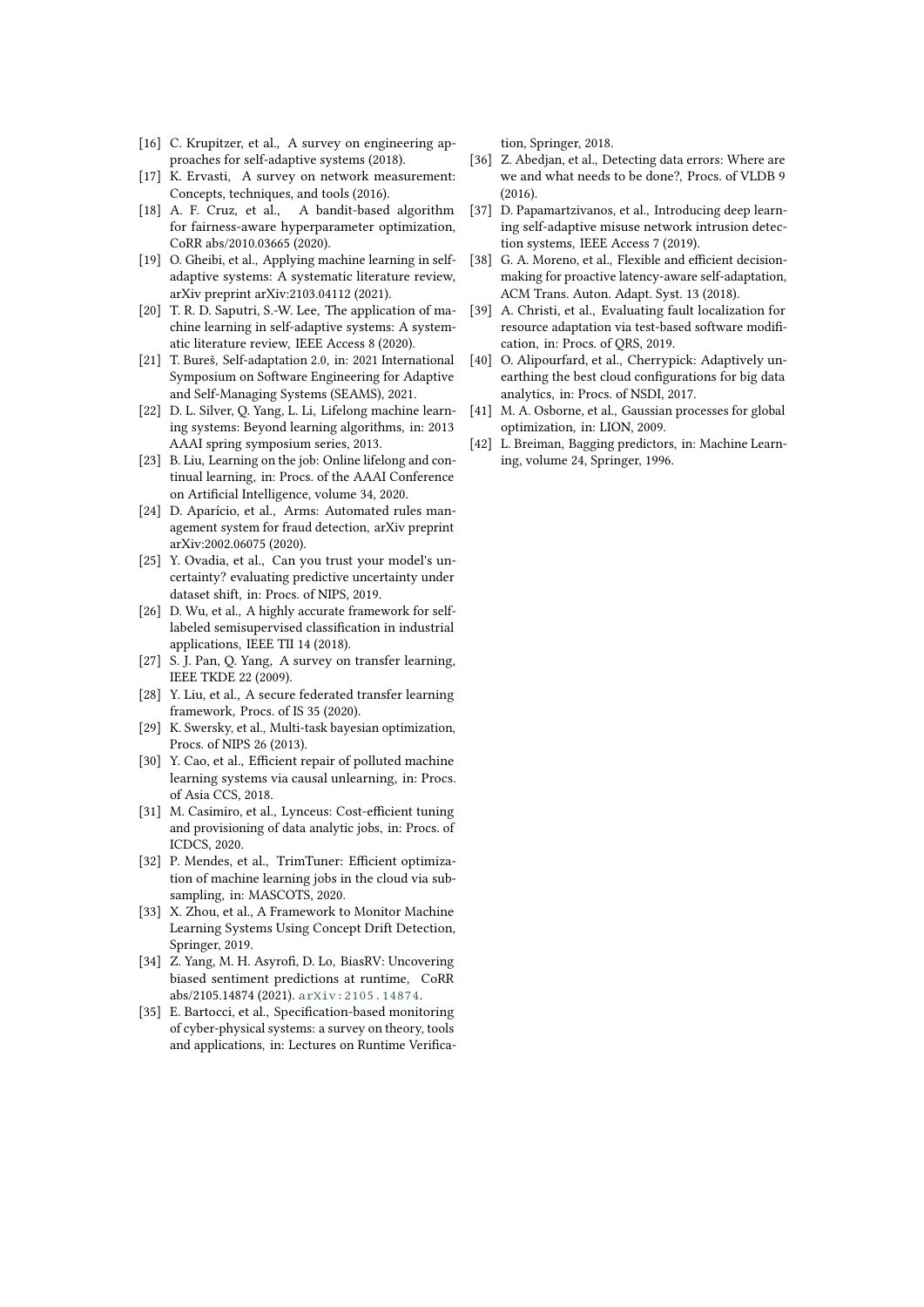[16] C. Krupitzer, et al., A survey on engineering approaches for self-adaptive systems (2018).

[17] K. Ervasti, A survey on network measurement: Concepts, techniques, and tools (2016).

[18] A. F. Cruz, et al., A bandit-based algorithm for fairness-aware hyperparameter optimization, CoRR abs/2010.03665 (2020).

[19] O. Gheibi, et al., Applying machine learning in self-adaptive systems: A systematic literature review, arXiv preprint arXiv:2103.04112 (2021).

[20] T. R. D. Saputri, S.-W. Lee, The application of machine learning in self-adaptive systems: A systematic literature review, IEEE Access 8 (2020).

[21] T. Bureš, Self-adaptation 2.0, in: 2021 International Symposium on Software Engineering for Adaptive and Self-Managing Systems (SEAMS), 2021.

[22] D. L. Silver, Q. Yang, L. Li, Lifelong machine learning systems: Beyond learning algorithms, in: 2013 AAAI spring symposium series, 2013.

[23] B. Liu, Learning on the job: Online lifelong and continual learning, in: Procs. of the AAAI Conference on Artificial Intelligence, volume 34, 2020.

[24] D. Aparício, et al., Arms: Automated rules management system for fraud detection, arXiv preprint arXiv:2002.06075 (2020).

[25] Y. Ovadia, et al., Can you trust your model's uncertainty? evaluating predictive uncertainty under dataset shift, in: Procs. of NIPS, 2019.

[26] D. Wu, et al., A highly accurate framework for self-labeled semisupervised classification in industrial applications, IEEE TII 14 (2018).

[27] S. J. Pan, Q. Yang, A survey on transfer learning, IEEE TKDE 22 (2009).

[28] Y. Liu, et al., A secure federated transfer learning framework, Procs. of IS 35 (2020).

[29] K. Swersky, et al., Multi-task bayesian optimization, Procs. of NIPS 26 (2013).

[30] Y. Cao, et al., Efficient repair of polluted machine learning systems via causal unlearning, in: Procs. of Asia CCS, 2018.

[31] M. Casimiro, et al., Lynceus: Cost-efficient tuning and provisioning of data analytic jobs, in: Procs. of ICDCS, 2020.

[32] P. Mendes, et al., TrimTuner: Efficient optimization of machine learning jobs in the cloud via subsampling, in: MASCOTS, 2020.

[33] X. Zhou, et al., A Framework to Monitor Machine Learning Systems Using Concept Drift Detection, Springer, 2019.

[34] Z. Yang, M. H. Asyrofi, D. Lo, BiasRV: Uncovering biased sentiment predictions at runtime, CoRR abs/2105.14874 (2021). arXiv:2105.14874.

[35] E. Bartocci, et al., Specification-based monitoring of cyber-physical systems: a survey on theory, tools and applications, in: Lectures on Runtime Verification, Springer, 2018.

[36] Z. Abedjan, et al., Detecting data errors: Where are we and what needs to be done?, Procs. of VLDB 9 (2016).

[37] D. Papamartzivanos, et al., Introducing deep learning self-adaptive misuse network intrusion detection systems, IEEE Access 7 (2019).

[38] G. A. Moreno, et al., Flexible and efficient decision-making for proactive latency-aware self-adaptation, ACM Trans. Auton. Adapt. Syst. 13 (2018).

[39] A. Christi, et al., Evaluating fault localization for resource adaptation via test-based software modification, in: Procs. of QRS, 2019.

[40] O. Alipourfard, et al., Cherrypick: Adaptively unearthing the best cloud configurations for big data analytics, in: Procs. of NSDI, 2017.

[41] M. A. Osborne, et al., Gaussian processes for global optimization, in: LION, 2009.

[42] L. Breiman, Bagging predictors, in: Machine Learning, volume 24, Springer, 1996.